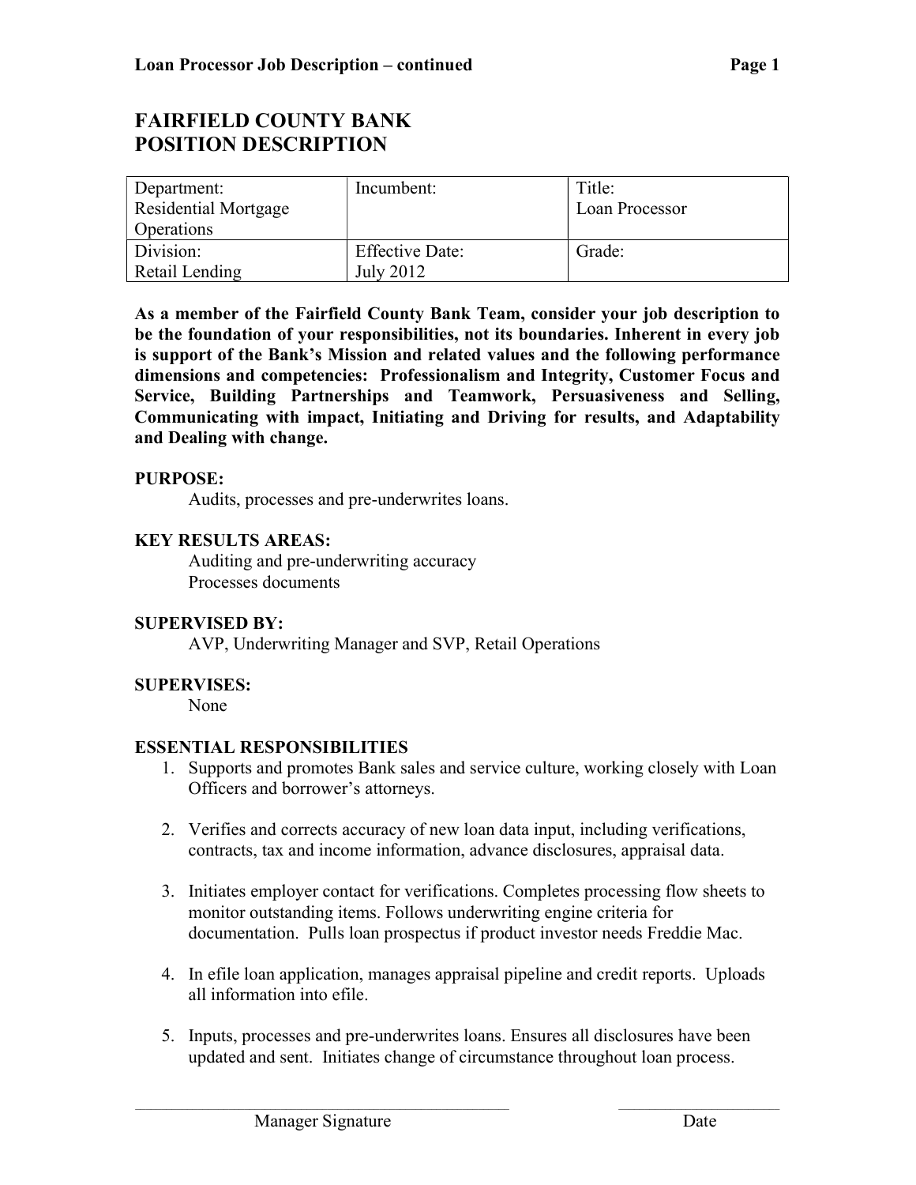# FAIRFIELD COUNTY BANK
# POSITION DESCRIPTION

| Department:<br>Residential Mortgage Operations | Incumbent: | Title:<br>Loan Processor |
|---|---|---|
| Division:<br>Retail Lending | Effective Date:<br>July 2012 | Grade: |

**As a member of the Fairfield County Bank Team, consider your job description to be the foundation of your responsibilities, not its boundaries. Inherent in every job is support of the Bank's Mission and related values and the following performance dimensions and competencies: Professionalism and Integrity, Customer Focus and Service, Building Partnerships and Teamwork, Persuasiveness and Selling, Communicating with impact, Initiating and Driving for results, and Adaptability and Dealing with change.**

**PURPOSE:**

Audits, processes and pre-underwrites loans.

**KEY RESULTS AREAS:**

Auditing and pre-underwriting accuracy
Processes documents

**SUPERVISED BY:**

AVP, Underwriting Manager and SVP, Retail Operations

**SUPERVISES:**

None

**ESSENTIAL RESPONSIBILITIES**

1. Supports and promotes Bank sales and service culture, working closely with Loan Officers and borrower's attorneys.

2. Verifies and corrects accuracy of new loan data input, including verifications, contracts, tax and income information, advance disclosures, appraisal data.

3. Initiates employer contact for verifications. Completes processing flow sheets to monitor outstanding items. Follows underwriting engine criteria for documentation. Pulls loan prospectus if product investor needs Freddie Mac.

4. In efile loan application, manages appraisal pipeline and credit reports. Uploads all information into efile.

5. Inputs, processes and pre-underwrites loans. Ensures all disclosures have been updated and sent. Initiates change of circumstance throughout loan process.

Manager Signature _______________ Date _______________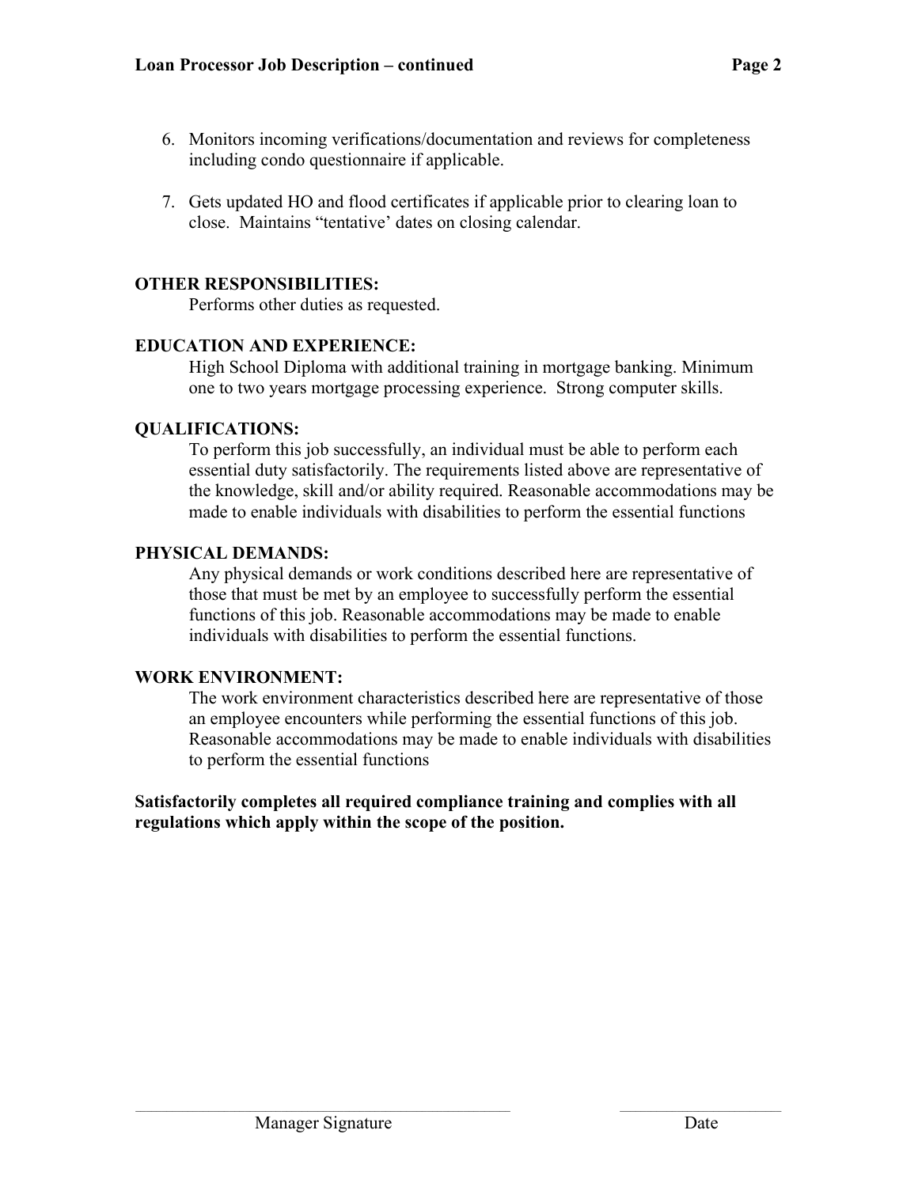6. Monitors incoming verifications/documentation and reviews for completeness including condo questionnaire if applicable.

7. Gets updated HO and flood certificates if applicable prior to clearing loan to close. Maintains "tentative' dates on closing calendar.

**OTHER RESPONSIBILITIES:**

Performs other duties as requested.

**EDUCATION AND EXPERIENCE:**

High School Diploma with additional training in mortgage banking. Minimum one to two years mortgage processing experience. Strong computer skills.

**QUALIFICATIONS:**

To perform this job successfully, an individual must be able to perform each essential duty satisfactorily. The requirements listed above are representative of the knowledge, skill and/or ability required. Reasonable accommodations may be made to enable individuals with disabilities to perform the essential functions

**PHYSICAL DEMANDS:**

Any physical demands or work conditions described here are representative of those that must be met by an employee to successfully perform the essential functions of this job. Reasonable accommodations may be made to enable individuals with disabilities to perform the essential functions.

**WORK ENVIRONMENT:**

The work environment characteristics described here are representative of those an employee encounters while performing the essential functions of this job. Reasonable accommodations may be made to enable individuals with disabilities to perform the essential functions

**Satisfactorily completes all required compliance training and complies with all regulations which apply within the scope of the position.**

\_\_\_\_\_\_\_\_\_\_\_\_\_\_\_\_\_\_\_\_\_\_\_\_\_\_\_\_\_\_\_\_\_\_\_\_\_\_ \_\_\_\_\_\_\_\_\_\_\_\_\_\_\_\_\_\_\_\_

Manager Signature Date